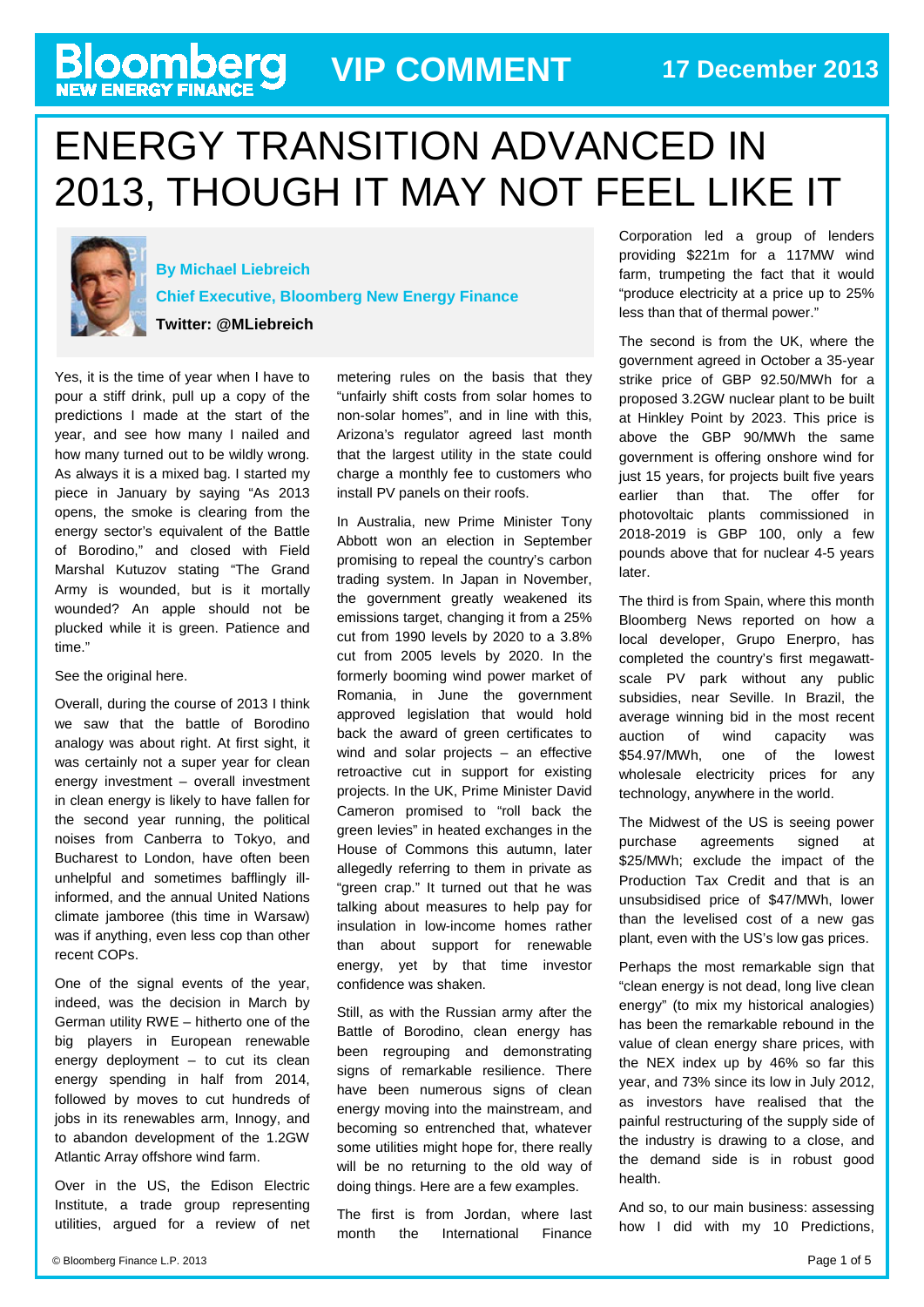Bloomberg NEW ENERGY FINANCE **VIP COMMENT** **17 December 2013**

# ENERGY TRANSITION ADVANCED IN 2013, THOUGH IT MAY NOT FEEL LIKE IT

**By Michael Liebreich**
**Chief Executive, Bloomberg New Energy Finance**
**Twitter: @MLiebreich**

Yes, it is the time of year when I have to pour a stiff drink, pull up a copy of the predictions I made at the start of the year, and see how many I nailed and how many turned out to be wildly wrong. As always it is a mixed bag. I started my piece in January by saying "As 2013 opens, the smoke is clearing from the energy sector's equivalent of the Battle of Borodino," and closed with Field Marshal Kutuzov stating "The Grand Army is wounded, but is it mortally wounded? An apple should not be plucked while it is green. Patience and time."

See the original here.

Overall, during the course of 2013 I think we saw that the battle of Borodino analogy was about right. At first sight, it was certainly not a super year for clean energy investment – overall investment in clean energy is likely to have fallen for the second year running, the political noises from Canberra to Tokyo, and Bucharest to London, have often been unhelpful and sometimes bafflingly ill-informed, and the annual United Nations climate jamboree (this time in Warsaw) was if anything, even less cop than other recent COPs.

One of the signal events of the year, indeed, was the decision in March by German utility RWE – hitherto one of the big players in European renewable energy deployment – to cut its clean energy spending in half from 2014, followed by moves to cut hundreds of jobs in its renewables arm, Innogy, and to abandon development of the 1.2GW Atlantic Array offshore wind farm.

Over in the US, the Edison Electric Institute, a trade group representing utilities, argued for a review of net metering rules on the basis that they "unfairly shift costs from solar homes to non-solar homes", and in line with this, Arizona's regulator agreed last month that the largest utility in the state could charge a monthly fee to customers who install PV panels on their roofs.

In Australia, new Prime Minister Tony Abbott won an election in September promising to repeal the country's carbon trading system. In Japan in November, the government greatly weakened its emissions target, changing it from a 25% cut from 1990 levels by 2020 to a 3.8% cut from 2005 levels by 2020. In the formerly booming wind power market of Romania, in June the government approved legislation that would hold back the award of green certificates to wind and solar projects – an effective retroactive cut in support for existing projects. In the UK, Prime Minister David Cameron promised to "roll back the green levies" in heated exchanges in the House of Commons this autumn, later allegedly referring to them in private as "green crap." It turned out that he was talking about measures to help pay for insulation in low-income homes rather than about support for renewable energy, yet by that time investor confidence was shaken.

Still, as with the Russian army after the Battle of Borodino, clean energy has been regrouping and demonstrating signs of remarkable resilience. There have been numerous signs of clean energy moving into the mainstream, and becoming so entrenched that, whatever some utilities might hope for, there really will be no returning to the old way of doing things. Here are a few examples.

The first is from Jordan, where last month the International Finance Corporation led a group of lenders providing $221m for a 117MW wind farm, trumpeting the fact that it would "produce electricity at a price up to 25% less than that of thermal power."

The second is from the UK, where the government agreed in October a 35-year strike price of GBP 92.50/MWh for a proposed 3.2GW nuclear plant to be built at Hinkley Point by 2023. This price is above the GBP 90/MWh the same government is offering onshore wind for just 15 years, for projects built five years earlier than that. The offer for photovoltaic plants commissioned in 2018-2019 is GBP 100, only a few pounds above that for nuclear 4-5 years later.

The third is from Spain, where this month Bloomberg News reported on how a local developer, Grupo Enerpro, has completed the country's first megawatt-scale PV park without any public subsidies, near Seville. In Brazil, the average winning bid in the most recent auction of wind capacity was $54.97/MWh, one of the lowest wholesale electricity prices for any technology, anywhere in the world.

The Midwest of the US is seeing power purchase agreements signed at $25/MWh; exclude the impact of the Production Tax Credit and that is an unsubsidised price of $47/MWh, lower than the levelised cost of a new gas plant, even with the US's low gas prices.

Perhaps the most remarkable sign that "clean energy is not dead, long live clean energy" (to mix my historical analogies) has been the remarkable rebound in the value of clean energy share prices, with the NEX index up by 46% so far this year, and 73% since its low in July 2012, as investors have realised that the painful restructuring of the supply side of the industry is drawing to a close, and the demand side is in robust good health.

And so, to our main business: assessing how I did with my 10 Predictions,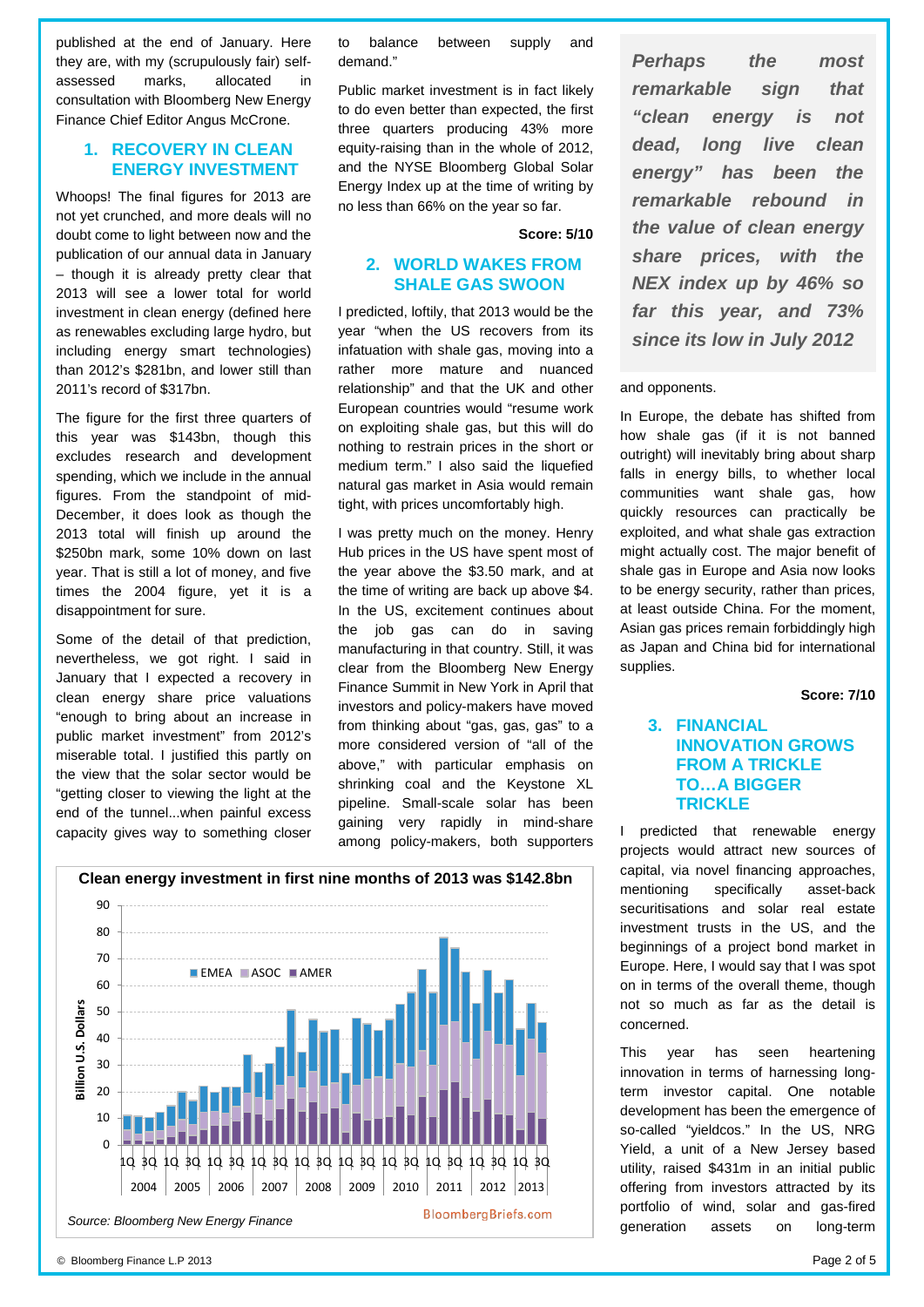published at the end of January. Here they are, with my (scrupulously fair) self-assessed marks, allocated in consultation with Bloomberg New Energy Finance Chief Editor Angus McCrone.

## 1. RECOVERY IN CLEAN ENERGY INVESTMENT

Whoops! The final figures for 2013 are not yet crunched, and more deals will no doubt come to light between now and the publication of our annual data in January – though it is already pretty clear that 2013 will see a lower total for world investment in clean energy (defined here as renewables excluding large hydro, but including energy smart technologies) than 2012's $281bn, and lower still than 2011's record of $317bn.

The figure for the first three quarters of this year was $143bn, though this excludes research and development spending, which we include in the annual figures. From the standpoint of mid-December, it does look as though the 2013 total will finish up around the $250bn mark, some 10% down on last year. That is still a lot of money, and five times the 2004 figure, yet it is a disappointment for sure.

Some of the detail of that prediction, nevertheless, we got right. I said in January that I expected a recovery in clean energy share price valuations "enough to bring about an increase in public market investment" from 2012's miserable total. I justified this partly on the view that the solar sector would be "getting closer to viewing the light at the end of the tunnel...when painful excess capacity gives way to something closer to balance between supply and demand."

Public market investment is in fact likely to do even better than expected, the first three quarters producing 43% more equity-raising than in the whole of 2012, and the NYSE Bloomberg Global Solar Energy Index up at the time of writing by no less than 66% on the year so far.

**Score: 5/10**

## 2. WORLD WAKES FROM SHALE GAS SWOON

I predicted, loftily, that 2013 would be the year "when the US recovers from its infatuation with shale gas, moving into a rather more mature and nuanced relationship" and that the UK and other European countries would "resume work on exploiting shale gas, but this will do nothing to restrain prices in the short or medium term." I also said the liquefied natural gas market in Asia would remain tight, with prices uncomfortably high.

I was pretty much on the money. Henry Hub prices in the US have spent most of the year above the $3.50 mark, and at the time of writing are back up above $4. In the US, excitement continues about the job gas can do in saving manufacturing in that country. Still, it was clear from the Bloomberg New Energy Finance Summit in New York in April that investors and policy-makers have moved from thinking about "gas, gas, gas" to a more considered version of "all of the above," with particular emphasis on shrinking coal and the Keystone XL pipeline. Small-scale solar has been gaining very rapidly in mind-share among policy-makers, both supporters and opponents.

*Perhaps the most remarkable sign that "clean energy is not dead, long live clean energy" has been the remarkable rebound in the value of clean energy share prices, with the NEX index up by 46% so far this year, and 73% since its low in July 2012*

In Europe, the debate has shifted from how shale gas (if it is not banned outright) will inevitably bring about sharp falls in energy bills, to whether local communities want shale gas, how quickly resources can practically be exploited, and what shale gas extraction might actually cost. The major benefit of shale gas in Europe and Asia now looks to be energy security, rather than prices, at least outside China. For the moment, Asian gas prices remain forbiddingly high as Japan and China bid for international supplies.

**Score: 7/10**

**Clean energy investment in first nine months of 2013 was $142.8bn**

Source: Bloomberg New Energy Finance

## 3. FINANCIAL INNOVATION GROWS FROM A TRICKLE TO…A BIGGER TRICKLE

I predicted that renewable energy projects would attract new sources of capital, via novel financing approaches, mentioning specifically asset-back securitisations and solar real estate investment trusts in the US, and the beginnings of a project bond market in Europe. Here, I would say that I was spot on in terms of the overall theme, though not so much as far as the detail is concerned.

This year has seen heartening innovation in terms of harnessing long-term investor capital. One notable development has been the emergence of so-called "yieldcos." In the US, NRG Yield, a unit of a New Jersey based utility, raised $431m in an initial public offering from investors attracted by its portfolio of wind, solar and gas-fired generation assets on long-term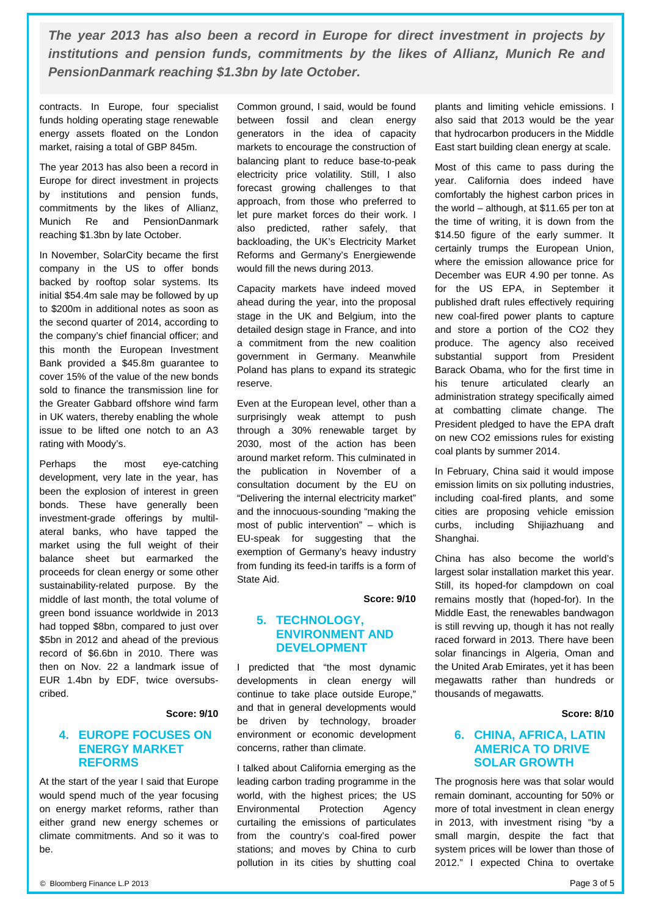*The year 2013 has also been a record in Europe for direct investment in projects by institutions and pension funds, commitments by the likes of Allianz, Munich Re and PensionDanmark reaching $1.3bn by late October.*

contracts. In Europe, four specialist funds holding operating stage renewable energy assets floated on the London market, raising a total of GBP 845m.

The year 2013 has also been a record in Europe for direct investment in projects by institutions and pension funds, commitments by the likes of Allianz, Munich Re and PensionDanmark reaching $1.3bn by late October.

In November, SolarCity became the first company in the US to offer bonds backed by rooftop solar systems. Its initial $54.4m sale may be followed by up to $200m in additional notes as soon as the second quarter of 2014, according to the company's chief financial officer; and this month the European Investment Bank provided a $45.8m guarantee to cover 15% of the value of the new bonds sold to finance the transmission line for the Greater Gabbard offshore wind farm in UK waters, thereby enabling the whole issue to be lifted one notch to an A3 rating with Moody's.

Perhaps the most eye-catching development, very late in the year, has been the explosion of interest in green bonds. These have generally been investment-grade offerings by multilateral banks, who have tapped the market using the full weight of their balance sheet but earmarked the proceeds for clean energy or some other sustainability-related purpose. By the middle of last month, the total volume of green bond issuance worldwide in 2013 had topped $8bn, compared to just over $5bn in 2012 and ahead of the previous record of $6.6bn in 2010. There was then on Nov. 22 a landmark issue of EUR 1.4bn by EDF, twice oversubscribed.

**Score: 9/10**

## 4. EUROPE FOCUSES ON ENERGY MARKET REFORMS

At the start of the year I said that Europe would spend much of the year focusing on energy market reforms, rather than either grand new energy schemes or climate commitments. And so it was to be.

Common ground, I said, would be found between fossil and clean energy generators in the idea of capacity markets to encourage the construction of balancing plant to reduce base-to-peak electricity price volatility. Still, I also forecast growing challenges to that approach, from those who preferred to let pure market forces do their work. I also predicted, rather safely, that backloading, the UK's Electricity Market Reforms and Germany's Energiewende would fill the news during 2013.

Capacity markets have indeed moved ahead during the year, into the proposal stage in the UK and Belgium, into the detailed design stage in France, and into a commitment from the new coalition government in Germany. Meanwhile Poland has plans to expand its strategic reserve.

Even at the European level, other than a surprisingly weak attempt to push through a 30% renewable target by 2030, most of the action has been around market reform. This culminated in the publication in November of a consultation document by the EU on "Delivering the internal electricity market" and the innocuous-sounding "making the most of public intervention" – which is EU-speak for suggesting that the exemption of Germany's heavy industry from funding its feed-in tariffs is a form of State Aid.

**Score: 9/10**

## 5. TECHNOLOGY, ENVIRONMENT AND DEVELOPMENT

I predicted that "the most dynamic developments in clean energy will continue to take place outside Europe," and that in general developments would be driven by technology, broader environment or economic development concerns, rather than climate.

I talked about California emerging as the leading carbon trading programme in the world, with the highest prices; the US Environmental Protection Agency curtailing the emissions of particulates from the country's coal-fired power stations; and moves by China to curb pollution in its cities by shutting coal plants and limiting vehicle emissions. I also said that 2013 would be the year that hydrocarbon producers in the Middle East start building clean energy at scale.

Most of this came to pass during the year. California does indeed have comfortably the highest carbon prices in the world – although, at $11.65 per ton at the time of writing, it is down from the $14.50 figure of the early summer. It certainly trumps the European Union, where the emission allowance price for December was EUR 4.90 per tonne. As for the US EPA, in September it published draft rules effectively requiring new coal-fired power plants to capture and store a portion of the $CO_2$ they produce. The agency also received substantial support from President Barack Obama, who for the first time in his tenure articulated clearly an administration strategy specifically aimed at combatting climate change. The President pledged to have the EPA draft on new $CO_2$ emissions rules for existing coal plants by summer 2014.

In February, China said it would impose emission limits on six polluting industries, including coal-fired plants, and some cities are proposing vehicle emission curbs, including Shijiazhuang and Shanghai.

China has also become the world's largest solar installation market this year. Still, its hoped-for clampdown on coal remains mostly that (hoped-for). In the Middle East, the renewables bandwagon is still revving up, though it has not really raced forward in 2013. There have been solar financings in Algeria, Oman and the United Arab Emirates, yet it has been megawatts rather than hundreds or thousands of megawatts.

**Score: 8/10**

## 6. CHINA, AFRICA, LATIN AMERICA TO DRIVE SOLAR GROWTH

The prognosis here was that solar would remain dominant, accounting for 50% or more of total investment in clean energy in 2013, with investment rising "by a small margin, despite the fact that system prices will be lower than those of 2012." I expected China to overtake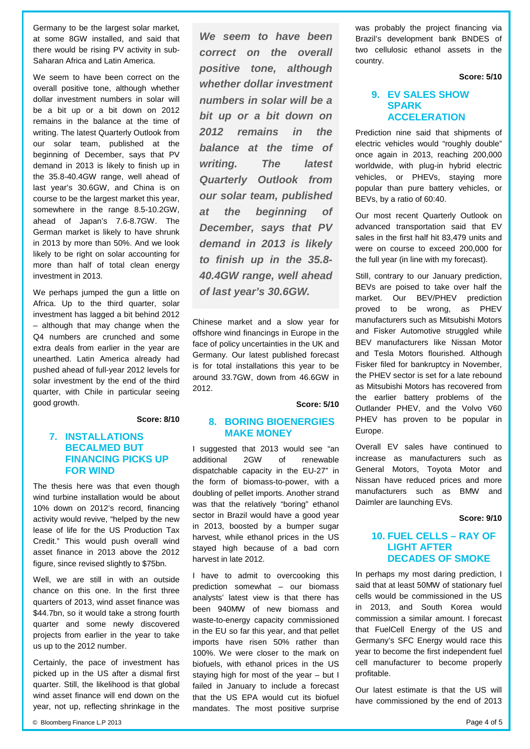Germany to be the largest solar market, at some 8GW installed, and said that there would be rising PV activity in sub-Saharan Africa and Latin America.

We seem to have been correct on the overall positive tone, although whether dollar investment numbers in solar will be a bit up or a bit down on 2012 remains in the balance at the time of writing. The latest Quarterly Outlook from our solar team, published at the beginning of December, says that PV demand in 2013 is likely to finish up in the 35.8-40.4GW range, well ahead of last year's 30.6GW, and China is on course to be the largest market this year, somewhere in the range 8.5-10.2GW, ahead of Japan's 7.6-8.7GW. The German market is likely to have shrunk in 2013 by more than 50%. And we look likely to be right on solar accounting for more than half of total clean energy investment in 2013.

We perhaps jumped the gun a little on Africa. Up to the third quarter, solar investment has lagged a bit behind 2012 – although that may change when the Q4 numbers are crunched and some extra deals from earlier in the year are unearthed. Latin America already had pushed ahead of full-year 2012 levels for solar investment by the end of the third quarter, with Chile in particular seeing good growth.

> ***We seem to have been correct on the overall positive tone, although whether dollar investment numbers in solar will be a bit up or a bit down on 2012 remains in the balance at the time of writing. The latest Quarterly Outlook from our solar team, published at the beginning of December, says that PV demand in 2013 is likely to finish up in the 35.8-40.4GW range, well ahead of last year's 30.6GW.***

**Score: 8/10**

## 7. INSTALLATIONS BECALMED BUT FINANCING PICKS UP FOR WIND

The thesis here was that even though wind turbine installation would be about 10% down on 2012's record, financing activity would revive, "helped by the new lease of life for the US Production Tax Credit." This would push overall wind asset finance in 2013 above the 2012 figure, since revised slightly to $75bn.

Well, we are still in with an outside chance on this one. In the first three quarters of 2013, wind asset finance was $44.7bn, so it would take a strong fourth quarter and some newly discovered projects from earlier in the year to take us up to the 2012 number.

Certainly, the pace of investment has picked up in the US after a dismal first quarter. Still, the likelihood is that global wind asset finance will end down on the year, not up, reflecting shrinkage in the Chinese market and a slow year for offshore wind financings in Europe in the face of policy uncertainties in the UK and Germany. Our latest published forecast is for total installations this year to be around 33.7GW, down from 46.6GW in 2012.

**Score: 5/10**

## 8. BORING BIOENERGIES MAKE MONEY

I suggested that 2013 would see "an additional 2GW of renewable dispatchable capacity in the EU-27" in the form of biomass-to-power, with a doubling of pellet imports. Another strand was that the relatively "boring" ethanol sector in Brazil would have a good year in 2013, boosted by a bumper sugar harvest, while ethanol prices in the US stayed high because of a bad corn harvest in late 2012.

I have to admit to overcooking this prediction somewhat – our biomass analysts' latest view is that there has been 940MW of new biomass and waste-to-energy capacity commissioned in the EU so far this year, and that pellet imports have risen 50% rather than 100%. We were closer to the mark on biofuels, with ethanol prices in the US staying high for most of the year – but I failed in January to include a forecast that the US EPA would cut its biofuel mandates. The most positive surprise was probably the project financing via Brazil's development bank BNDES of two cellulosic ethanol assets in the country.

**Score: 5/10**

## 9. EV SALES SHOW SPARK ACCELERATION

Prediction nine said that shipments of electric vehicles would "roughly double" once again in 2013, reaching 200,000 worldwide, with plug-in hybrid electric vehicles, or PHEVs, staying more popular than pure battery vehicles, or BEVs, by a ratio of 60:40.

Our most recent Quarterly Outlook on advanced transportation said that EV sales in the first half hit 83,479 units and were on course to exceed 200,000 for the full year (in line with my forecast).

Still, contrary to our January prediction, BEVs are poised to take over half the market. Our BEV/PHEV prediction proved to be wrong, as PHEV manufacturers such as Mitsubishi Motors and Fisker Automotive struggled while BEV manufacturers like Nissan Motor and Tesla Motors flourished. Although Fisker filed for bankruptcy in November, the PHEV sector is set for a late rebound as Mitsubishi Motors has recovered from the earlier battery problems of the Outlander PHEV, and the Volvo V60 PHEV has proven to be popular in Europe.

Overall EV sales have continued to increase as manufacturers such as General Motors, Toyota Motor and Nissan have reduced prices and more manufacturers such as BMW and Daimler are launching EVs.

**Score: 9/10**

## 10. FUEL CELLS – RAY OF LIGHT AFTER DECADES OF SMOKE

In perhaps my most daring prediction, I said that at least 50MW of stationary fuel cells would be commissioned in the US in 2013, and South Korea would commission a similar amount. I forecast that FuelCell Energy of the US and Germany's SFC Energy would race this year to become the first independent fuel cell manufacturer to become properly profitable.

Our latest estimate is that the US will have commissioned by the end of 2013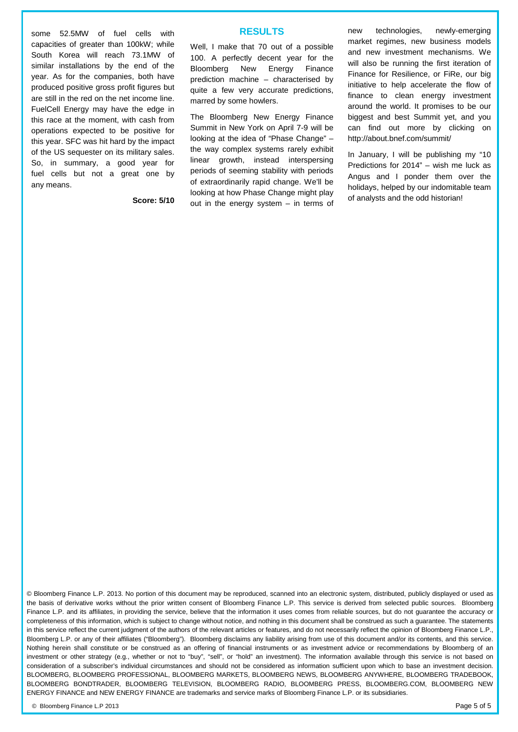some 52.5MW of fuel cells with capacities of greater than 100kW; while South Korea will reach 73.1MW of similar installations by the end of the year. As for the companies, both have produced positive gross profit figures but are still in the red on the net income line. FuelCell Energy may have the edge in this race at the moment, with cash from operations expected to be positive for this year. SFC was hit hard by the impact of the US sequester on its military sales. So, in summary, a good year for fuel cells but not a great one by any means.

**Score: 5/10**

## RESULTS

Well, I make that 70 out of a possible 100. A perfectly decent year for the Bloomberg New Energy Finance prediction machine – characterised by quite a few very accurate predictions, marred by some howlers.

The Bloomberg New Energy Finance Summit in New York on April 7-9 will be looking at the idea of "Phase Change" – the way complex systems rarely exhibit linear growth, instead interspersing periods of seeming stability with periods of extraordinarily rapid change. We'll be looking at how Phase Change might play out in the energy system – in terms of new technologies, newly-emerging market regimes, new business models and new investment mechanisms. We will also be running the first iteration of Finance for Resilience, or FiRe, our big initiative to help accelerate the flow of finance to clean energy investment around the world. It promises to be our biggest and best Summit yet, and you can find out more by clicking on http://about.bnef.com/summit/

In January, I will be publishing my "10 Predictions for 2014" – wish me luck as Angus and I ponder them over the holidays, helped by our indomitable team of analysts and the odd historian!

© Bloomberg Finance L.P. 2013. No portion of this document may be reproduced, scanned into an electronic system, distributed, publicly displayed or used as the basis of derivative works without the prior written consent of Bloomberg Finance L.P. This service is derived from selected public sources. Bloomberg Finance L.P. and its affiliates, in providing the service, believe that the information it uses comes from reliable sources, but do not guarantee the accuracy or completeness of this information, which is subject to change without notice, and nothing in this document shall be construed as such a guarantee. The statements in this service reflect the current judgment of the authors of the relevant articles or features, and do not necessarily reflect the opinion of Bloomberg Finance L.P., Bloomberg L.P. or any of their affiliates ("Bloomberg"). Bloomberg disclaims any liability arising from use of this document and/or its contents, and this service. Nothing herein shall constitute or be construed as an offering of financial instruments or as investment advice or recommendations by Bloomberg of an investment or other strategy (e.g., whether or not to "buy", "sell", or "hold" an investment). The information available through this service is not based on consideration of a subscriber's individual circumstances and should not be considered as information sufficient upon which to base an investment decision. BLOOMBERG, BLOOMBERG PROFESSIONAL, BLOOMBERG MARKETS, BLOOMBERG NEWS, BLOOMBERG ANYWHERE, BLOOMBERG TRADEBOOK, BLOOMBERG BONDTRADER, BLOOMBERG TELEVISION, BLOOMBERG RADIO, BLOOMBERG PRESS, BLOOMBERG.COM, BLOOMBERG NEW ENERGY FINANCE and NEW ENERGY FINANCE are trademarks and service marks of Bloomberg Finance L.P. or its subsidiaries.